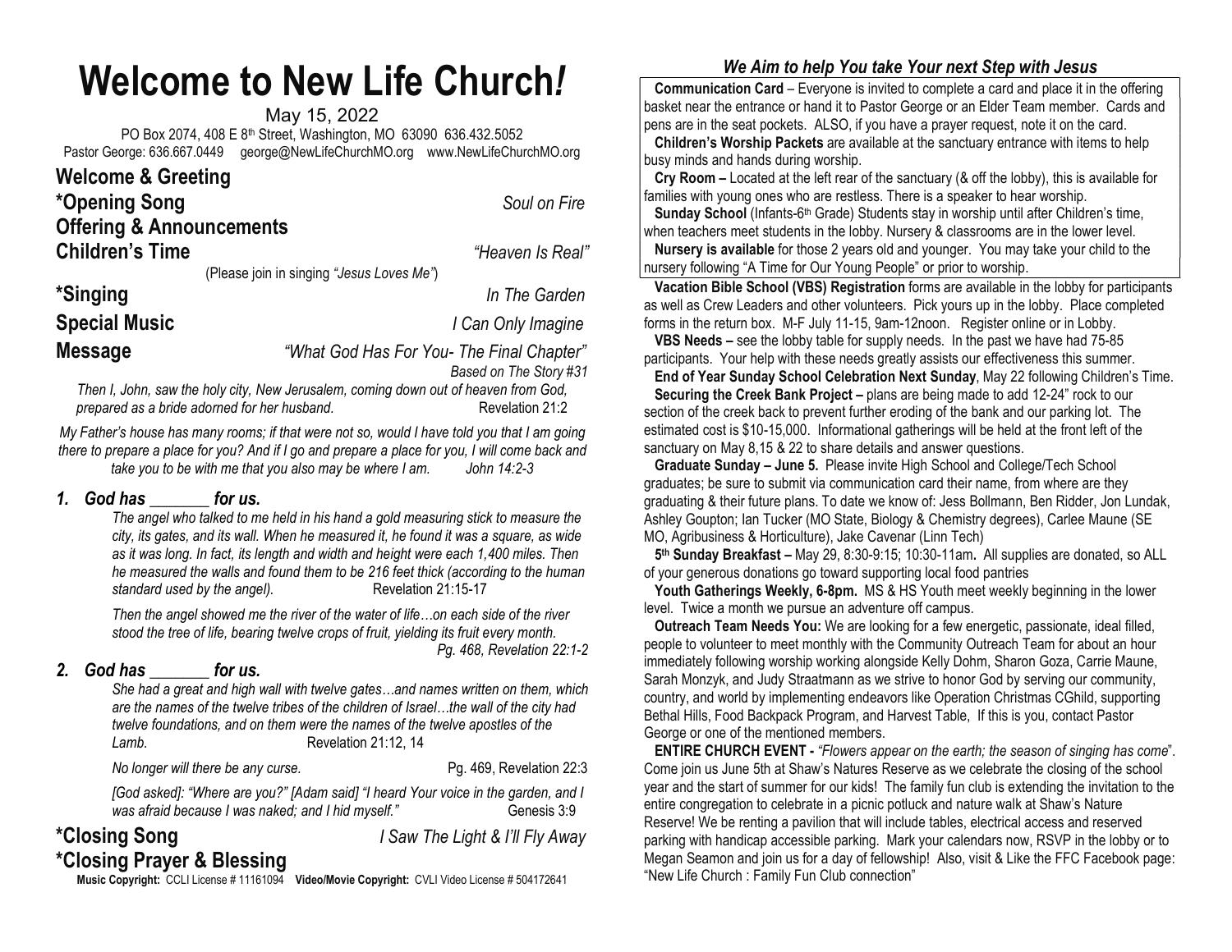# Welcome to New Life Church!

May 15, 2022

PO Box 2074, 408 E 8th Street, Washington, MO 63090 636.432.5052

Pastor George: 636.667.0449 george@NewLifeChurchMO.org www.NewLifeChurchMO.org

## Welcome & Greeting

## *Opening Song — *Soul on Fire*

## Offering & Announcements

## Children's Time — *"Heaven Is Real"*

(Please join in singing *"Jesus Loves Me"*)

## *Singing — *In The Garden*

## Special Music — *I Can Only Imagine*

## Message — *"What God Has For You- The Final Chapter"*

*Based on The Story #31*

*Then I, John, saw the holy city, New Jerusalem, coming down out of heaven from God, prepared as a bride adorned for her husband.* Revelation 21:2

*My Father's house has many rooms; if that were not so, would I have told you that I am going there to prepare a place for you? And if I go and prepare a place for you, I will come back and take you to be with me that you also may be where I am.* John 14:2-3

### 1. God has _______ for us.

*The angel who talked to me held in his hand a gold measuring stick to measure the city, its gates, and its wall. When he measured it, he found it was a square, as wide as it was long. In fact, its length and width and height were each 1,400 miles. Then he measured the walls and found them to be 216 feet thick (according to the human standard used by the angel).* Revelation 21:15-17

*Then the angel showed me the river of the water of life…on each side of the river stood the tree of life, bearing twelve crops of fruit, yielding its fruit every month.* Pg. 468, Revelation 22:1-2

### 2. God has _______ for us.

*She had a great and high wall with twelve gates…and names written on them, which are the names of the twelve tribes of the children of Israel…the wall of the city had twelve foundations, and on them were the names of the twelve apostles of the Lamb.* Revelation 21:12, 14

*No longer will there be any curse.* Pg. 469, Revelation 22:3

*[God asked]: "Where are you?" [Adam said] "I heard Your voice in the garden, and I was afraid because I was naked; and I hid myself."* Genesis 3:9

## *Closing Song — *I Saw The Light & I'll Fly Away*

## *Closing Prayer & Blessing

**Music Copyright:** CCLI License # 11161094 **Video/Movie Copyright:** CVLI Video License # 504172641

### *We Aim to help You take Your next Step with Jesus*

**Communication Card** – Everyone is invited to complete a card and place it in the offering basket near the entrance or hand it to Pastor George or an Elder Team member. Cards and pens are in the seat pockets. ALSO, if you have a prayer request, note it on the card.

**Children's Worship Packets** are available at the sanctuary entrance with items to help busy minds and hands during worship.

**Cry Room –** Located at the left rear of the sanctuary (& off the lobby), this is available for families with young ones who are restless. There is a speaker to hear worship.

**Sunday School** (Infants-6th Grade) Students stay in worship until after Children's time, when teachers meet students in the lobby. Nursery & classrooms are in the lower level.

**Nursery is available** for those 2 years old and younger. You may take your child to the nursery following "A Time for Our Young People" or prior to worship.

**Vacation Bible School (VBS) Registration** forms are available in the lobby for participants as well as Crew Leaders and other volunteers. Pick yours up in the lobby. Place completed forms in the return box. M-F July 11-15, 9am-12noon. Register online or in Lobby.

**VBS Needs –** see the lobby table for supply needs. In the past we have had 75-85 participants. Your help with these needs greatly assists our effectiveness this summer.

**End of Year Sunday School Celebration Next Sunday**, May 22 following Children's Time.

**Securing the Creek Bank Project –** plans are being made to add 12-24" rock to our section of the creek back to prevent further eroding of the bank and our parking lot. The estimated cost is $10-15,000. Informational gatherings will be held at the front left of the sanctuary on May 8,15 & 22 to share details and answer questions.

**Graduate Sunday – June 5.** Please invite High School and College/Tech School graduates; be sure to submit via communication card their name, from where are they graduating & their future plans. To date we know of: Jess Bollmann, Ben Ridder, Jon Lundak, Ashley Goupton; Ian Tucker (MO State, Biology & Chemistry degrees), Carlee Maune (SE MO, Agribusiness & Horticulture), Jake Cavenar (Linn Tech)

**5th Sunday Breakfast –** May 29, 8:30-9:15; 10:30-11am**.** All supplies are donated, so ALL of your generous donations go toward supporting local food pantries

**Youth Gatherings Weekly, 6-8pm.** MS & HS Youth meet weekly beginning in the lower level. Twice a month we pursue an adventure off campus.

**Outreach Team Needs You:** We are looking for a few energetic, passionate, ideal filled, people to volunteer to meet monthly with the Community Outreach Team for about an hour immediately following worship working alongside Kelly Dohm, Sharon Goza, Carrie Maune, Sarah Monzyk, and Judy Straatmann as we strive to honor God by serving our community, country, and world by implementing endeavors like Operation Christmas CGhild, supporting Bethal Hills, Food Backpack Program, and Harvest Table, If this is you, contact Pastor George or one of the mentioned members.

**ENTIRE CHURCH EVENT -** *"Flowers appear on the earth; the season of singing has come*". Come join us June 5th at Shaw's Natures Reserve as we celebrate the closing of the school year and the start of summer for our kids! The family fun club is extending the invitation to the entire congregation to celebrate in a picnic potluck and nature walk at Shaw's Nature Reserve! We be renting a pavilion that will include tables, electrical access and reserved parking with handicap accessible parking. Mark your calendars now, RSVP in the lobby or to Megan Seamon and join us for a day of fellowship! Also, visit & Like the FFC Facebook page: "New Life Church : Family Fun Club connection"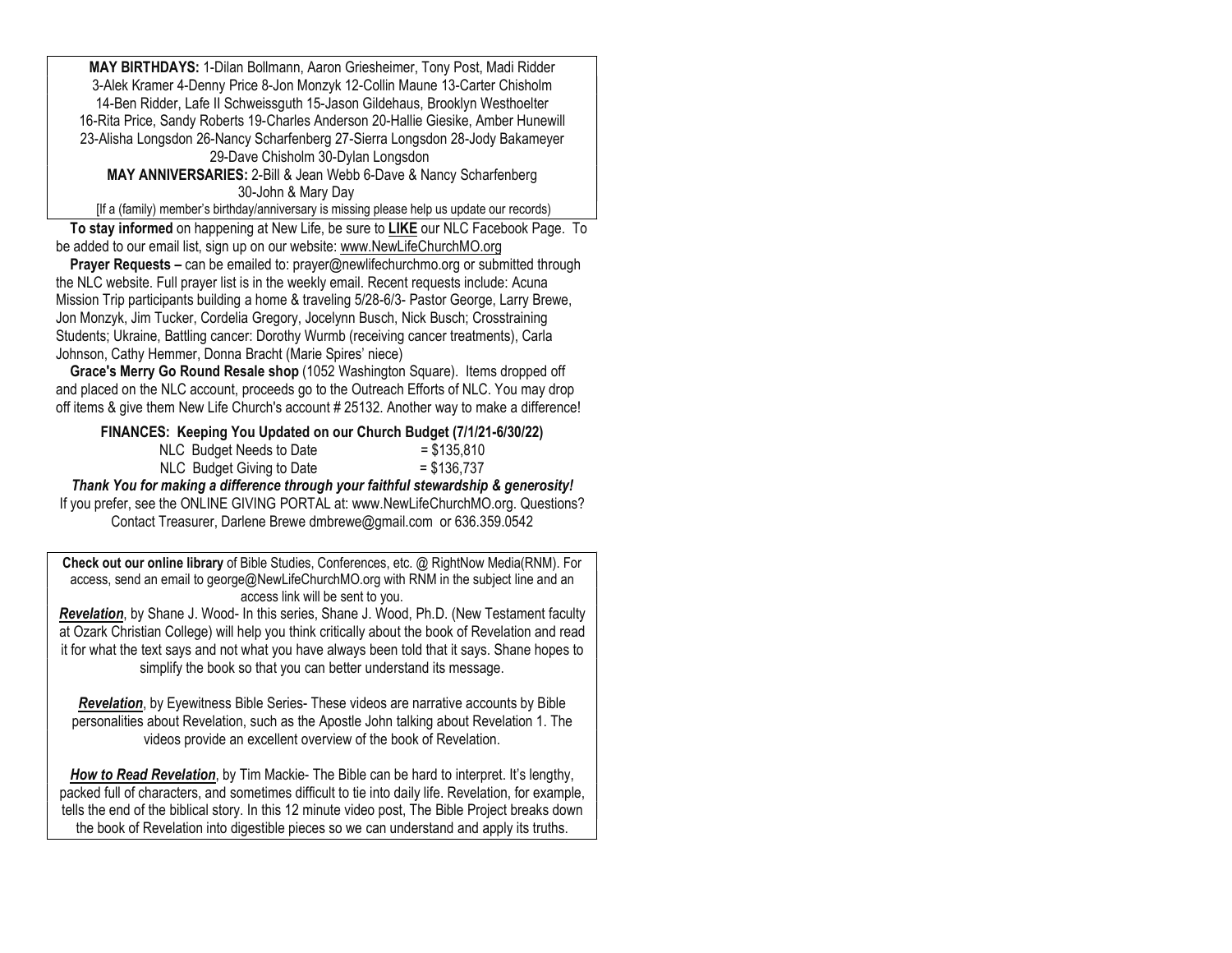**MAY BIRTHDAYS:** 1-Dilan Bollmann, Aaron Griesheimer, Tony Post, Madi Ridder 3-Alek Kramer 4-Denny Price 8-Jon Monzyk 12-Collin Maune 13-Carter Chisholm 14-Ben Ridder, Lafe II Schweissguth 15-Jason Gildehaus, Brooklyn Westhoelter 16-Rita Price, Sandy Roberts 19-Charles Anderson 20-Hallie Giesike, Amber Hunewill 23-Alisha Longsdon 26-Nancy Scharfenberg 27-Sierra Longsdon 28-Jody Bakameyer 29-Dave Chisholm 30-Dylan Longsdon

**MAY ANNIVERSARIES:** 2-Bill & Jean Webb 6-Dave & Nancy Scharfenberg 30-John & Mary Day

[If a (family) member's birthday/anniversary is missing please help us update our records)

**To stay informed** on happening at New Life, be sure to **LIKE** our NLC Facebook Page. To be added to our email list, sign up on our website: www.NewLifeChurchMO.org

**Prayer Requests –** can be emailed to: prayer@newlifechurchmo.org or submitted through the NLC website. Full prayer list is in the weekly email. Recent requests include: Acuna Mission Trip participants building a home & traveling 5/28-6/3- Pastor George, Larry Brewe, Jon Monzyk, Jim Tucker, Cordelia Gregory, Jocelynn Busch, Nick Busch; Crosstraining Students; Ukraine, Battling cancer: Dorothy Wurmb (receiving cancer treatments), Carla Johnson, Cathy Hemmer, Donna Bracht (Marie Spires' niece)

**Grace's Merry Go Round Resale shop** (1052 Washington Square). Items dropped off and placed on the NLC account, proceeds go to the Outreach Efforts of NLC. You may drop off items & give them New Life Church's account # 25132. Another way to make a difference!

**FINANCES: Keeping You Updated on our Church Budget (7/1/21-6/30/22)**

NLC Budget Needs to Date = $135,810

NLC Budget Giving to Date = $136,737

***Thank You for making a difference through your faithful stewardship & generosity!***

If you prefer, see the ONLINE GIVING PORTAL at: www.NewLifeChurchMO.org. Questions? Contact Treasurer, Darlene Brewe dmbrewe@gmail.com or 636.359.0542

**Check out our online library** of Bible Studies, Conferences, etc. @ RightNow Media(RNM). For access, send an email to george@NewLifeChurchMO.org with RNM in the subject line and an access link will be sent to you.

***Revelation***, by Shane J. Wood- In this series, Shane J. Wood, Ph.D. (New Testament faculty at Ozark Christian College) will help you think critically about the book of Revelation and read it for what the text says and not what you have always been told that it says. Shane hopes to simplify the book so that you can better understand its message.

***Revelation***, by Eyewitness Bible Series- These videos are narrative accounts by Bible personalities about Revelation, such as the Apostle John talking about Revelation 1. The videos provide an excellent overview of the book of Revelation.

***How to Read Revelation***, by Tim Mackie- The Bible can be hard to interpret. It's lengthy, packed full of characters, and sometimes difficult to tie into daily life. Revelation, for example, tells the end of the biblical story. In this 12 minute video post, The Bible Project breaks down the book of Revelation into digestible pieces so we can understand and apply its truths.